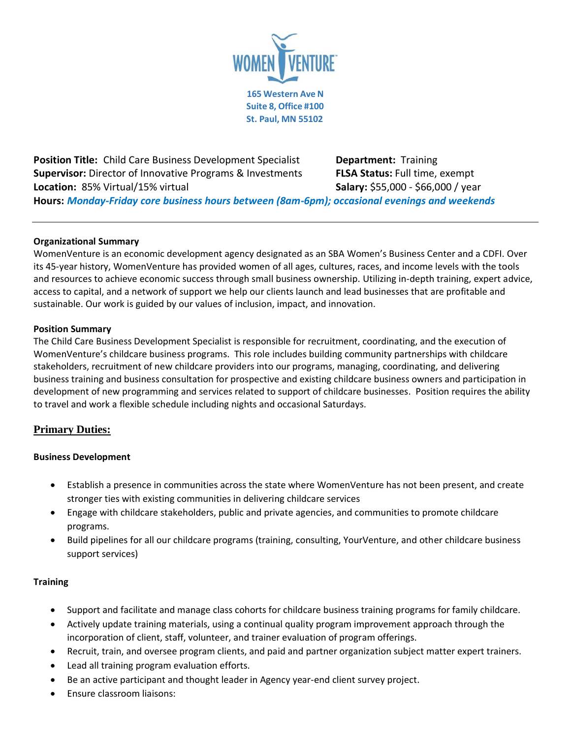WOMEN VENTURE

**165 Western Ave N**
**Suite 8, Office #100**
**St. Paul, MN 55102**

**Position Title:** Child Care Business Development Specialist
**Department:** Training
**Supervisor:** Director of Innovative Programs & Investments
**FLSA Status:** Full time, exempt
**Location:** 85% Virtual/15% virtual
**Salary:** $55,000 - $66,000 / year
**Hours:** ***Monday-Friday core business hours between (8am-6pm); occasional evenings and weekends***

---

**Organizational Summary**

WomenVenture is an economic development agency designated as an SBA Women's Business Center and a CDFI. Over its 45-year history, WomenVenture has provided women of all ages, cultures, races, and income levels with the tools and resources to achieve economic success through small business ownership. Utilizing in-depth training, expert advice, access to capital, and a network of support we help our clients launch and lead businesses that are profitable and sustainable. Our work is guided by our values of inclusion, impact, and innovation.

**Position Summary**

The Child Care Business Development Specialist is responsible for recruitment, coordinating, and the execution of WomenVenture's childcare business programs. This role includes building community partnerships with childcare stakeholders, recruitment of new childcare providers into our programs, managing, coordinating, and delivering business training and business consultation for prospective and existing childcare business owners and participation in development of new programming and services related to support of childcare businesses. Position requires the ability to travel and work a flexible schedule including nights and occasional Saturdays.

## Primary Duties:

**Business Development**

- Establish a presence in communities across the state where WomenVenture has not been present, and create stronger ties with existing communities in delivering childcare services
- Engage with childcare stakeholders, public and private agencies, and communities to promote childcare programs.
- Build pipelines for all our childcare programs (training, consulting, YourVenture, and other childcare business support services)

**Training**

- Support and facilitate and manage class cohorts for childcare business training programs for family childcare.
- Actively update training materials, using a continual quality program improvement approach through the incorporation of client, staff, volunteer, and trainer evaluation of program offerings.
- Recruit, train, and oversee program clients, and paid and partner organization subject matter expert trainers.
- Lead all training program evaluation efforts.
- Be an active participant and thought leader in Agency year-end client survey project.
- Ensure classroom liaisons: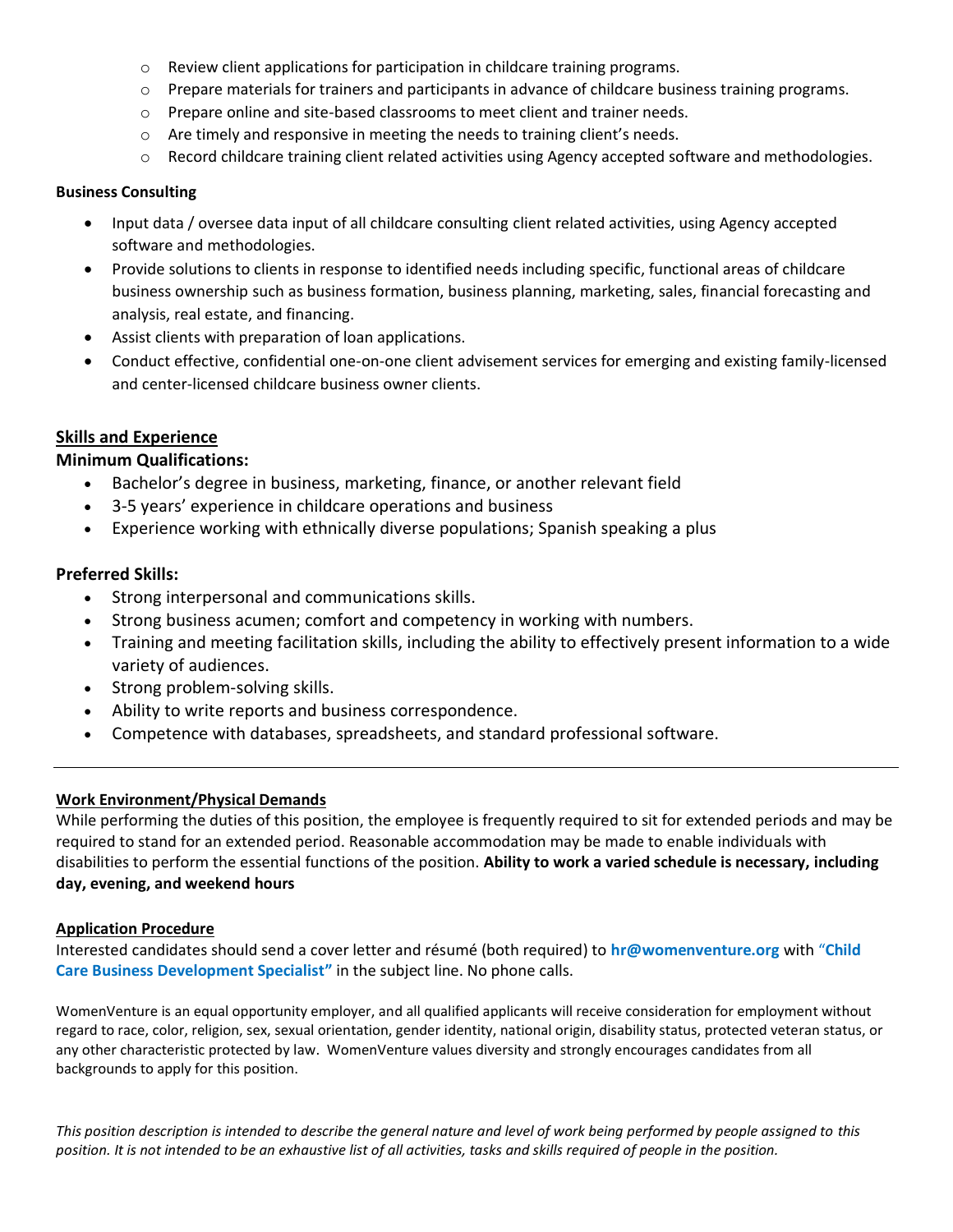- Review client applications for participation in childcare training programs.
  - Prepare materials for trainers and participants in advance of childcare business training programs.
  - Prepare online and site-based classrooms to meet client and trainer needs.
  - Are timely and responsive in meeting the needs to training client's needs.
  - Record childcare training client related activities using Agency accepted software and methodologies.

**Business Consulting**

- Input data / oversee data input of all childcare consulting client related activities, using Agency accepted software and methodologies.
- Provide solutions to clients in response to identified needs including specific, functional areas of childcare business ownership such as business formation, business planning, marketing, sales, financial forecasting and analysis, real estate, and financing.
- Assist clients with preparation of loan applications.
- Conduct effective, confidential one-on-one client advisement services for emerging and existing family-licensed and center-licensed childcare business owner clients.

## Skills and Experience

### Minimum Qualifications:

- Bachelor's degree in business, marketing, finance, or another relevant field
- 3-5 years' experience in childcare operations and business
- Experience working with ethnically diverse populations; Spanish speaking a plus

### Preferred Skills:

- Strong interpersonal and communications skills.
- Strong business acumen; comfort and competency in working with numbers.
- Training and meeting facilitation skills, including the ability to effectively present information to a wide variety of audiences.
- Strong problem-solving skills.
- Ability to write reports and business correspondence.
- Competence with databases, spreadsheets, and standard professional software.

---

**Work Environment/Physical Demands**

While performing the duties of this position, the employee is frequently required to sit for extended periods and may be required to stand for an extended period. Reasonable accommodation may be made to enable individuals with disabilities to perform the essential functions of the position. **Ability to work a varied schedule is necessary, including day, evening, and weekend hours**

**Application Procedure**

Interested candidates should send a cover letter and résumé (both required) to **hr@womenventure.org** with "**Child Care Business Development Specialist"** in the subject line. No phone calls.

WomenVenture is an equal opportunity employer, and all qualified applicants will receive consideration for employment without regard to race, color, religion, sex, sexual orientation, gender identity, national origin, disability status, protected veteran status, or any other characteristic protected by law. WomenVenture values diversity and strongly encourages candidates from all backgrounds to apply for this position.

*This position description is intended to describe the general nature and level of work being performed by people assigned to this position. It is not intended to be an exhaustive list of all activities, tasks and skills required of people in the position.*